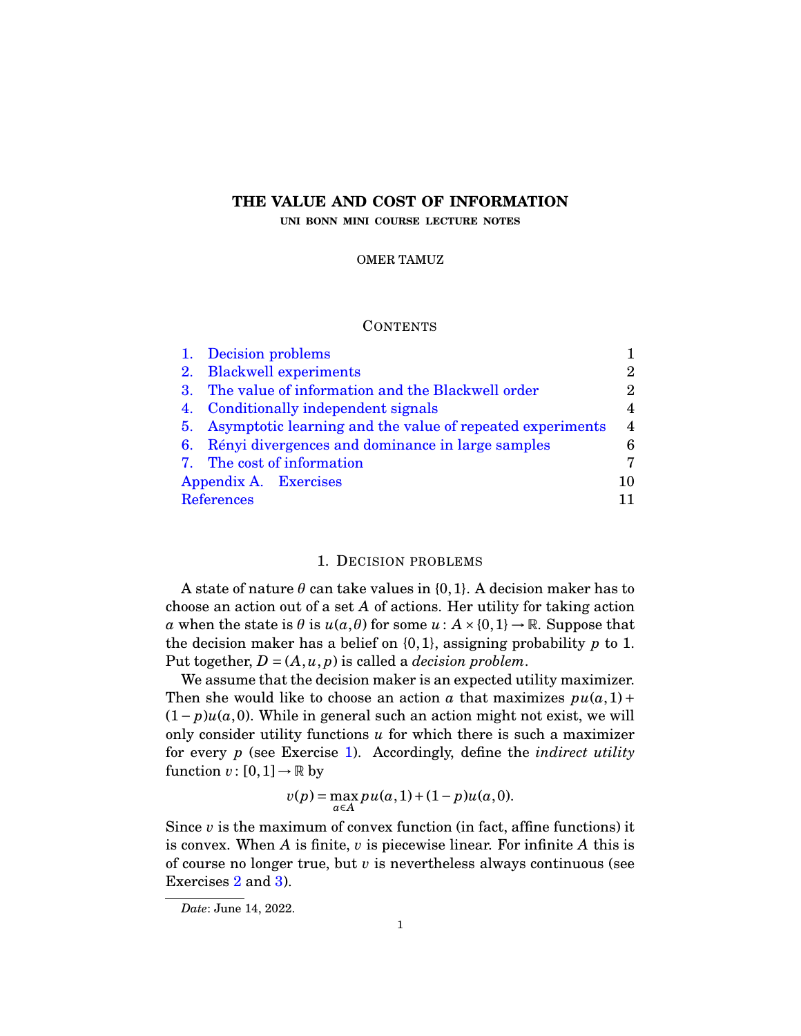# THE VALUE AND COST OF INFORMATION

**UNI BONN MINI COURSE LECTURE NOTES**

OMER TAMUZ

## Contents

1. Decision problems — 1
2. Blackwell experiments — 2
3. The value of information and the Blackwell order — 2
4. Conditionally independent signals — 4
5. Asymptotic learning and the value of repeated experiments — 4
6. Rényi divergences and dominance in large samples — 6
7. The cost of information — 7

Appendix A. Exercises — 10

References — 11

## 1. Decision problems

A state of nature $\theta$ can take values in $\{0,1\}$. A decision maker has to choose an action out of a set $A$ of actions. Her utility for taking action $a$ when the state is $\theta$ is $u(a,\theta)$ for some $u : A \times \{0,1\} \to \mathbb{R}$. Suppose that the decision maker has a belief on $\{0,1\}$, assigning probability $p$ to 1. Put together, $D = (A, u, p)$ is called a *decision problem*.

We assume that the decision maker is an expected utility maximizer. Then she would like to choose an action $a$ that maximizes $pu(a,1) + (1-p)u(a,0)$. While in general such an action might not exist, we will only consider utility functions $u$ for which there is such a maximizer for every $p$ (see Exercise 1). Accordingly, define the *indirect utility* function $v : [0,1] \to \mathbb{R}$ by

$$v(p) = \max_{a \in A} pu(a,1) + (1-p)u(a,0).$$

Since $v$ is the maximum of convex function (in fact, affine functions) it is convex. When $A$ is finite, $v$ is piecewise linear. For infinite $A$ this is of course no longer true, but $v$ is nevertheless always continuous (see Exercises 2 and 3).

*Date*: June 14, 2022.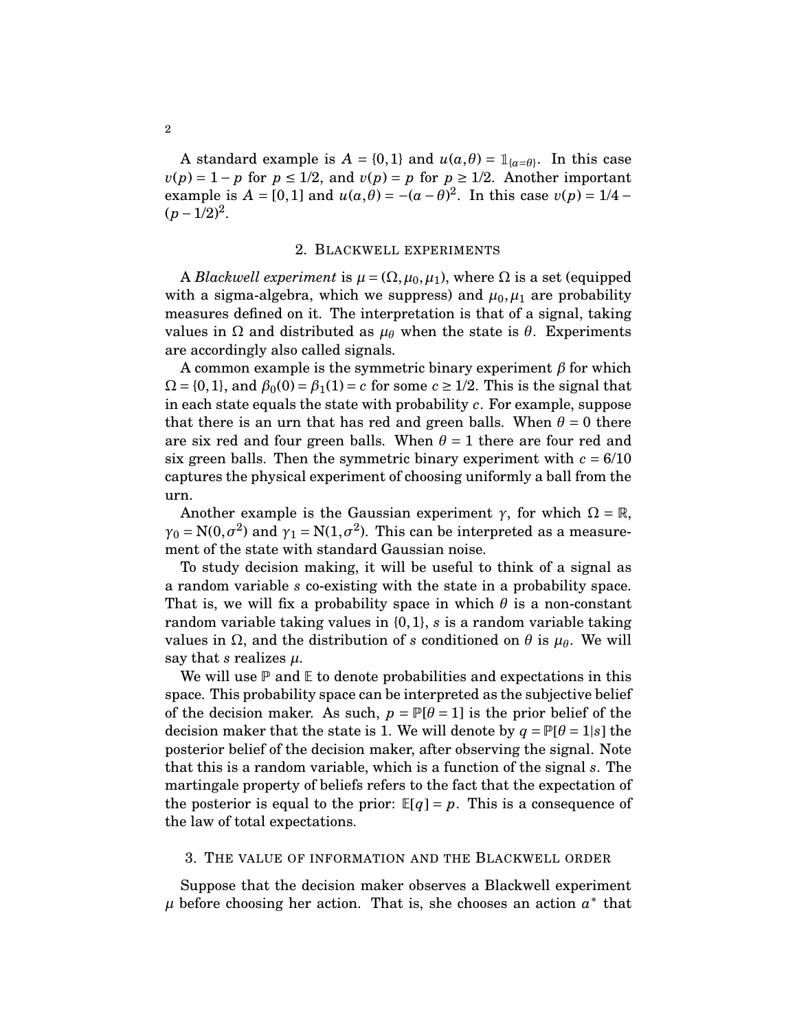A standard example is $A = \{0,1\}$ and $u(a,\theta) = \mathbb{1}_{\{a=\theta\}}$. In this case $v(p) = 1-p$ for $p \leq 1/2$, and $v(p) = p$ for $p \geq 1/2$. Another important example is $A = [0,1]$ and $u(a,\theta) = -(a-\theta)^2$. In this case $v(p) = 1/4 - (p-1/2)^2$.

## 2. Blackwell experiments

A *Blackwell experiment* is $\mu = (\Omega, \mu_0, \mu_1)$, where $\Omega$ is a set (equipped with a sigma-algebra, which we suppress) and $\mu_0, \mu_1$ are probability measures defined on it. The interpretation is that of a signal, taking values in $\Omega$ and distributed as $\mu_\theta$ when the state is $\theta$. Experiments are accordingly also called signals.

A common example is the symmetric binary experiment $\beta$ for which $\Omega = \{0,1\}$, and $\beta_0(0) = \beta_1(1) = c$ for some $c \geq 1/2$. This is the signal that in each state equals the state with probability $c$. For example, suppose that there is an urn that has red and green balls. When $\theta = 0$ there are six red and four green balls. When $\theta = 1$ there are four red and six green balls. Then the symmetric binary experiment with $c = 6/10$ captures the physical experiment of choosing uniformly a ball from the urn.

Another example is the Gaussian experiment $\gamma$, for which $\Omega = \mathbb{R}$, $\gamma_0 = \mathrm{N}(0,\sigma^2)$ and $\gamma_1 = \mathrm{N}(1,\sigma^2)$. This can be interpreted as a measurement of the state with standard Gaussian noise.

To study decision making, it will be useful to think of a signal as a random variable $s$ co-existing with the state in a probability space. That is, we will fix a probability space in which $\theta$ is a non-constant random variable taking values in $\{0,1\}$, $s$ is a random variable taking values in $\Omega$, and the distribution of $s$ conditioned on $\theta$ is $\mu_\theta$. We will say that $s$ realizes $\mu$.

We will use $\mathbb{P}$ and $\mathbb{E}$ to denote probabilities and expectations in this space. This probability space can be interpreted as the subjective belief of the decision maker. As such, $p = \mathbb{P}[\theta = 1]$ is the prior belief of the decision maker that the state is 1. We will denote by $q = \mathbb{P}[\theta = 1|s]$ the posterior belief of the decision maker, after observing the signal. Note that this is a random variable, which is a function of the signal $s$. The martingale property of beliefs refers to the fact that the expectation of the posterior is equal to the prior: $\mathbb{E}[q] = p$. This is a consequence of the law of total expectations.

## 3. The value of information and the Blackwell order

Suppose that the decision maker observes a Blackwell experiment $\mu$ before choosing her action. That is, she chooses an action $a^*$ that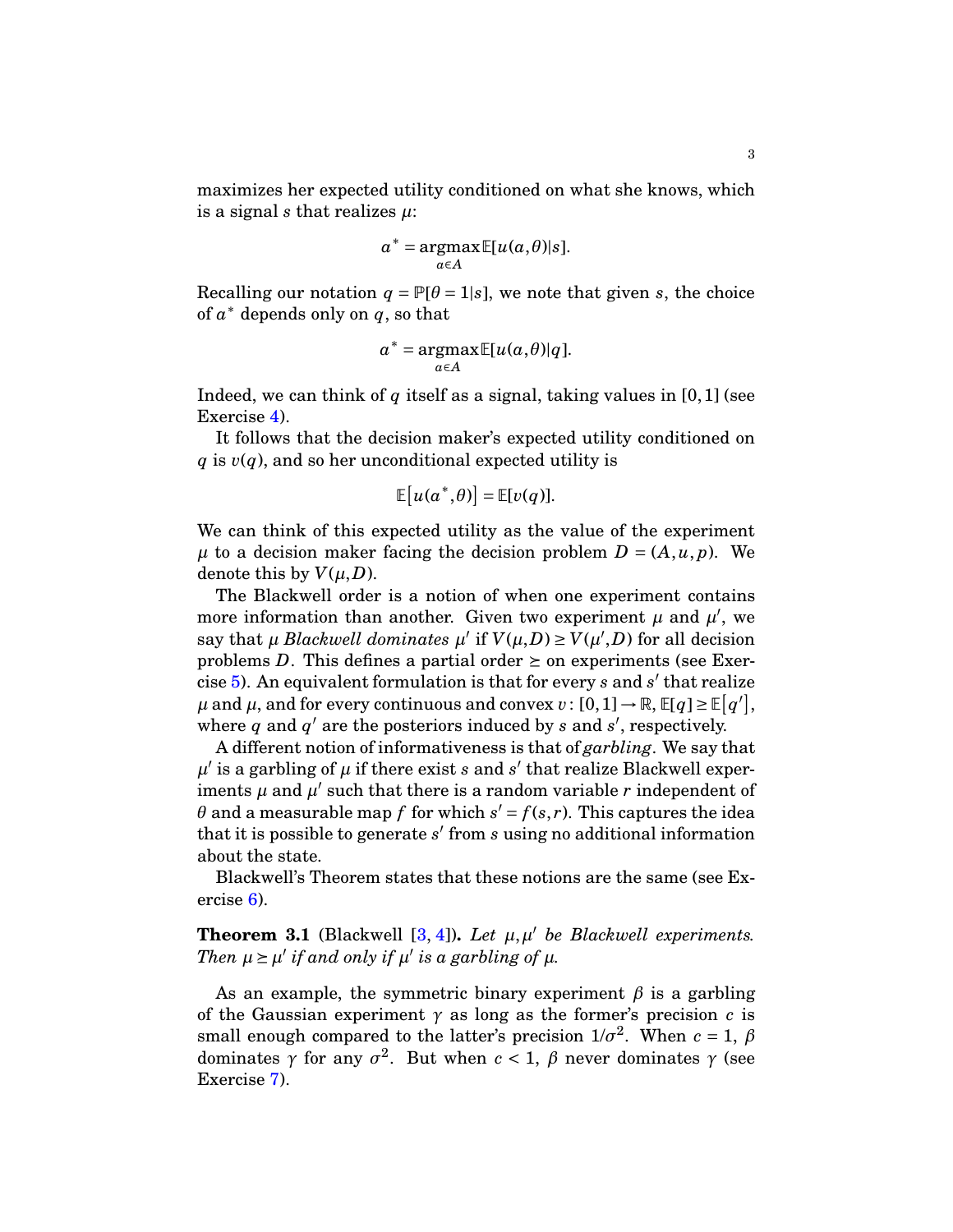maximizes her expected utility conditioned on what she knows, which is a signal $s$ that realizes $\mu$:

$$a^* = \operatorname*{argmax}_{a \in A} \mathbb{E}[u(a,\theta)|s].$$

Recalling our notation $q = \mathbb{P}[\theta = 1|s]$, we note that given $s$, the choice of $a^*$ depends only on $q$, so that

$$a^* = \operatorname*{argmax}_{a \in A} \mathbb{E}[u(a,\theta)|q].$$

Indeed, we can think of $q$ itself as a signal, taking values in $[0,1]$ (see Exercise 4).

It follows that the decision maker's expected utility conditioned on $q$ is $v(q)$, and so her unconditional expected utility is

$$\mathbb{E}\left[u(a^*,\theta)\right] = \mathbb{E}[v(q)].$$

We can think of this expected utility as the value of the experiment $\mu$ to a decision maker facing the decision problem $D = (A,u,p)$. We denote this by $V(\mu,D)$.

The Blackwell order is a notion of when one experiment contains more information than another. Given two experiment $\mu$ and $\mu'$, we say that $\mu$ *Blackwell dominates* $\mu'$ if $V(\mu,D) \geq V(\mu',D)$ for all decision problems $D$. This defines a partial order $\succeq$ on experiments (see Exercise 5). An equivalent formulation is that for every $s$ and $s'$ that realize $\mu$ and $\mu$, and for every continuous and convex $v : [0,1] \to \mathbb{R}$, $\mathbb{E}[q] \geq \mathbb{E}\left[q'\right]$, where $q$ and $q'$ are the posteriors induced by $s$ and $s'$, respectively.

A different notion of informativeness is that of *garbling*. We say that $\mu'$ is a garbling of $\mu$ if there exist $s$ and $s'$ that realize Blackwell experiments $\mu$ and $\mu'$ such that there is a random variable $r$ independent of $\theta$ and a measurable map $f$ for which $s' = f(s,r)$. This captures the idea that it is possible to generate $s'$ from $s$ using no additional information about the state.

Blackwell's Theorem states that these notions are the same (see Exercise 6).

**Theorem 3.1** (Blackwell [3, 4])**.** *Let $\mu,\mu'$ be Blackwell experiments. Then $\mu \succeq \mu'$ if and only if $\mu'$ is a garbling of $\mu$.*

As an example, the symmetric binary experiment $\beta$ is a garbling of the Gaussian experiment $\gamma$ as long as the former's precision $c$ is small enough compared to the latter's precision $1/\sigma^2$. When $c = 1$, $\beta$ dominates $\gamma$ for any $\sigma^2$. But when $c < 1$, $\beta$ never dominates $\gamma$ (see Exercise 7).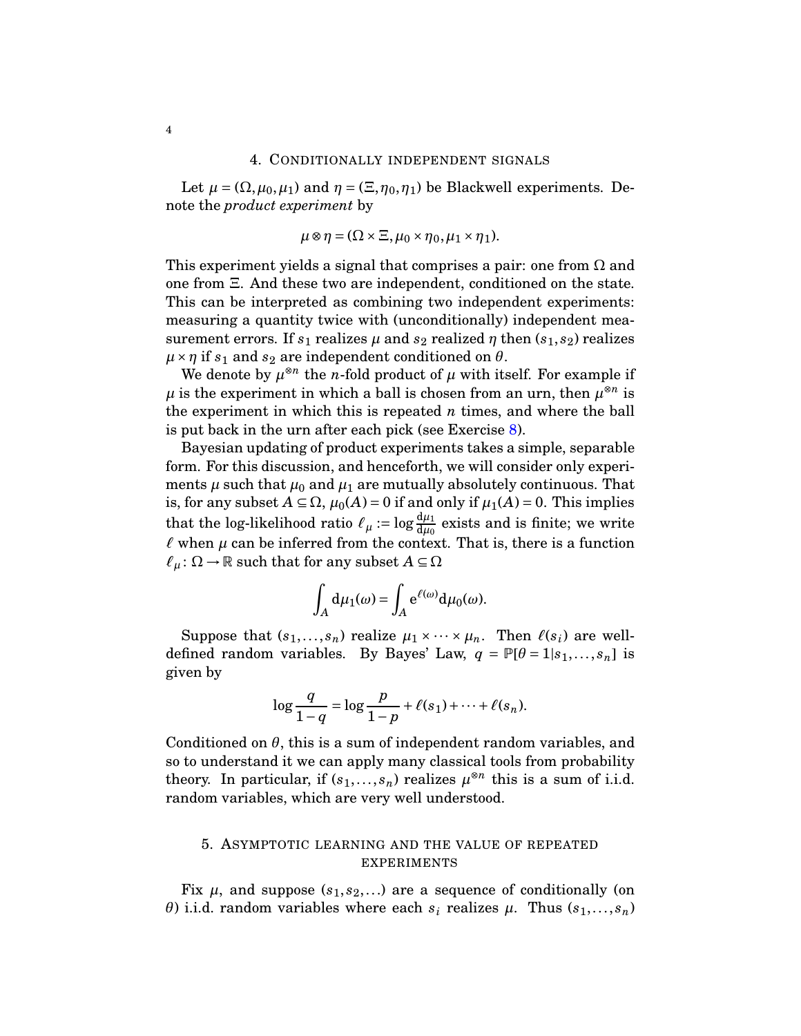## 4. Conditionally independent signals

Let $\mu = (\Omega, \mu_0, \mu_1)$ and $\eta = (\Xi, \eta_0, \eta_1)$ be Blackwell experiments. Denote the *product experiment* by

$$\mu \otimes \eta = (\Omega \times \Xi, \mu_0 \times \eta_0, \mu_1 \times \eta_1).$$

This experiment yields a signal that comprises a pair: one from $\Omega$ and one from $\Xi$. And these two are independent, conditioned on the state. This can be interpreted as combining two independent experiments: measuring a quantity twice with (unconditionally) independent measurement errors. If $s_1$ realizes $\mu$ and $s_2$ realized $\eta$ then $(s_1, s_2)$ realizes $\mu \times \eta$ if $s_1$ and $s_2$ are independent conditioned on $\theta$.

We denote by $\mu^{\otimes n}$ the $n$-fold product of $\mu$ with itself. For example if $\mu$ is the experiment in which a ball is chosen from an urn, then $\mu^{\otimes n}$ is the experiment in which this is repeated $n$ times, and where the ball is put back in the urn after each pick (see Exercise 8).

Bayesian updating of product experiments takes a simple, separable form. For this discussion, and henceforth, we will consider only experiments $\mu$ such that $\mu_0$ and $\mu_1$ are mutually absolutely continuous. That is, for any subset $A \subseteq \Omega$, $\mu_0(A) = 0$ if and only if $\mu_1(A) = 0$. This implies that the log-likelihood ratio $\ell_\mu := \log \frac{\mathrm{d}\mu_1}{\mathrm{d}\mu_0}$ exists and is finite; we write $\ell$ when $\mu$ can be inferred from the context. That is, there is a function $\ell_\mu \colon \Omega \to \mathbb{R}$ such that for any subset $A \subseteq \Omega$

$$\int_A \mathrm{d}\mu_1(\omega) = \int_A \mathrm{e}^{\ell(\omega)} \mathrm{d}\mu_0(\omega).$$

Suppose that $(s_1, \ldots, s_n)$ realize $\mu_1 \times \cdots \times \mu_n$. Then $\ell(s_i)$ are well-defined random variables. By Bayes' Law, $q = \mathbb{P}[\theta = 1 | s_1, \ldots, s_n]$ is given by

$$\log \frac{q}{1-q} = \log \frac{p}{1-p} + \ell(s_1) + \cdots + \ell(s_n).$$

Conditioned on $\theta$, this is a sum of independent random variables, and so to understand it we can apply many classical tools from probability theory. In particular, if $(s_1, \ldots, s_n)$ realizes $\mu^{\otimes n}$ this is a sum of i.i.d. random variables, which are very well understood.

## 5. Asymptotic learning and the value of repeated experiments

Fix $\mu$, and suppose $(s_1, s_2, \ldots)$ are a sequence of conditionally (on $\theta$) i.i.d. random variables where each $s_i$ realizes $\mu$. Thus $(s_1, \ldots, s_n)$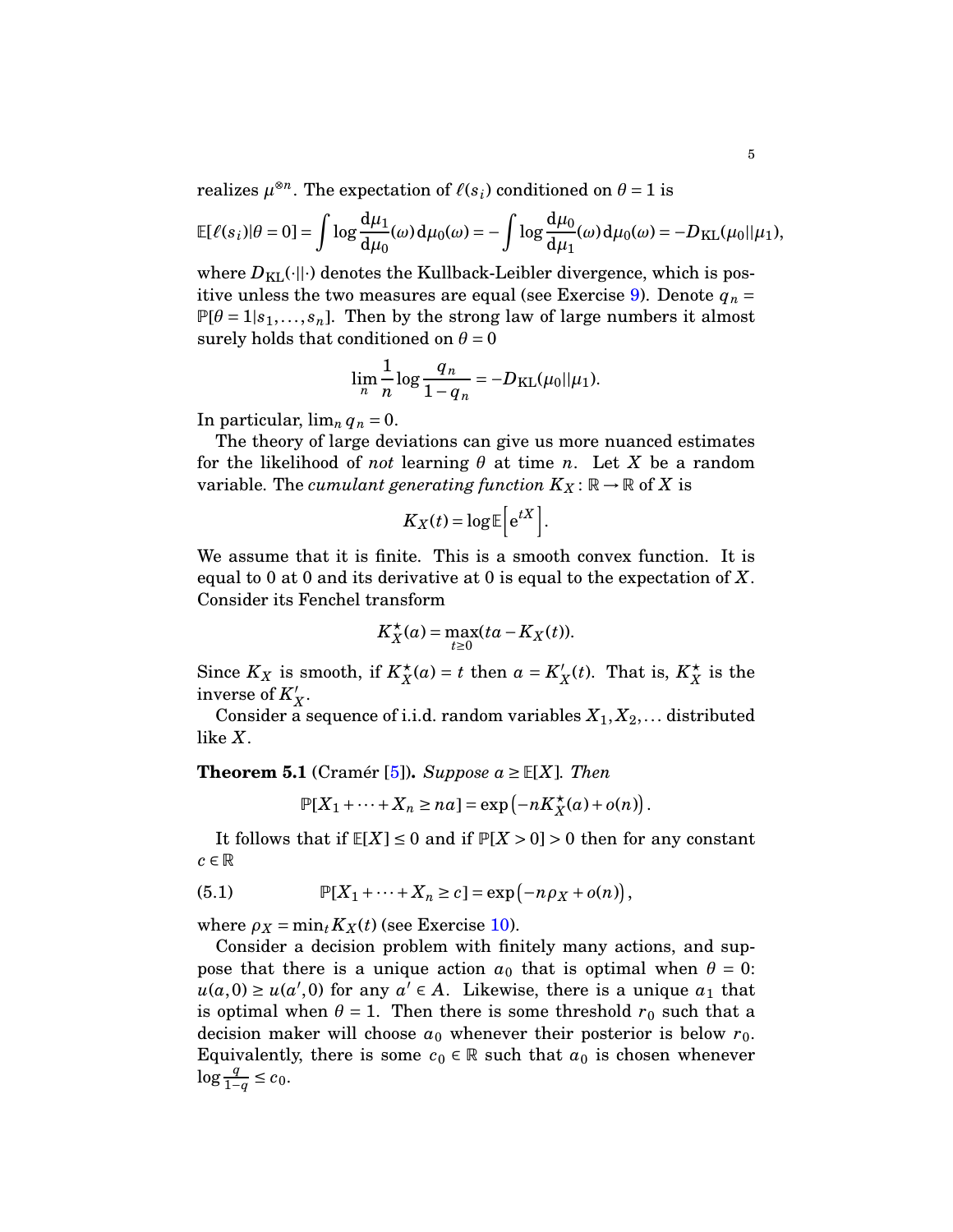realizes $\mu^{\otimes n}$. The expectation of $\ell(s_i)$ conditioned on $\theta = 1$ is

$$\mathbb{E}[\ell(s_i)|\theta = 0] = \int \log \frac{\mathrm{d}\mu_1}{\mathrm{d}\mu_0}(\omega)\,\mathrm{d}\mu_0(\omega) = -\int \log \frac{\mathrm{d}\mu_0}{\mathrm{d}\mu_1}(\omega)\,\mathrm{d}\mu_0(\omega) = -D_{\mathrm{KL}}(\mu_0||\mu_1),$$

where $D_{\mathrm{KL}}(\cdot||\cdot)$ denotes the Kullback-Leibler divergence, which is positive unless the two measures are equal (see Exercise 9). Denote $q_n = \mathbb{P}[\theta = 1|s_1,\ldots,s_n]$. Then by the strong law of large numbers it almost surely holds that conditioned on $\theta = 0$

$$\lim_n \frac{1}{n} \log \frac{q_n}{1-q_n} = -D_{\mathrm{KL}}(\mu_0||\mu_1).$$

In particular, $\lim_n q_n = 0$.

The theory of large deviations can give us more nuanced estimates for the likelihood of *not* learning $\theta$ at time $n$. Let $X$ be a random variable. The *cumulant generating function* $K_X : \mathbb{R} \to \mathbb{R}$ of $X$ is

$$K_X(t) = \log \mathbb{E}\left[\mathrm{e}^{tX}\right].$$

We assume that it is finite. This is a smooth convex function. It is equal to 0 at 0 and its derivative at 0 is equal to the expectation of $X$. Consider its Fenchel transform

$$K_X^\star(a) = \max_{t \geq 0}(ta - K_X(t)).$$

Since $K_X$ is smooth, if $K_X^\star(a) = t$ then $a = K_X'(t)$. That is, $K_X^\star$ is the inverse of $K_X'$.

Consider a sequence of i.i.d. random variables $X_1, X_2, \ldots$ distributed like $X$.

**Theorem 5.1** (Cramér [5])**.** *Suppose* $a \geq \mathbb{E}[X]$*. Then*

$$\mathbb{P}[X_1 + \cdots + X_n \geq na] = \exp\left(-nK_X^\star(a) + o(n)\right).$$

It follows that if $\mathbb{E}[X] \leq 0$ and if $\mathbb{P}[X > 0] > 0$ then for any constant $c \in \mathbb{R}$

$$\mathbb{P}[X_1 + \cdots + X_n \geq c] = \exp\left(-n\rho_X + o(n)\right), \tag{5.1}$$

where $\rho_X = \min_t K_X(t)$ (see Exercise 10).

Consider a decision problem with finitely many actions, and suppose that there is a unique action $a_0$ that is optimal when $\theta = 0$: $u(a,0) \geq u(a',0)$ for any $a' \in A$. Likewise, there is a unique $a_1$ that is optimal when $\theta = 1$. Then there is some threshold $r_0$ such that a decision maker will choose $a_0$ whenever their posterior is below $r_0$. Equivalently, there is some $c_0 \in \mathbb{R}$ such that $a_0$ is chosen whenever $\log \frac{q}{1-q} \leq c_0$.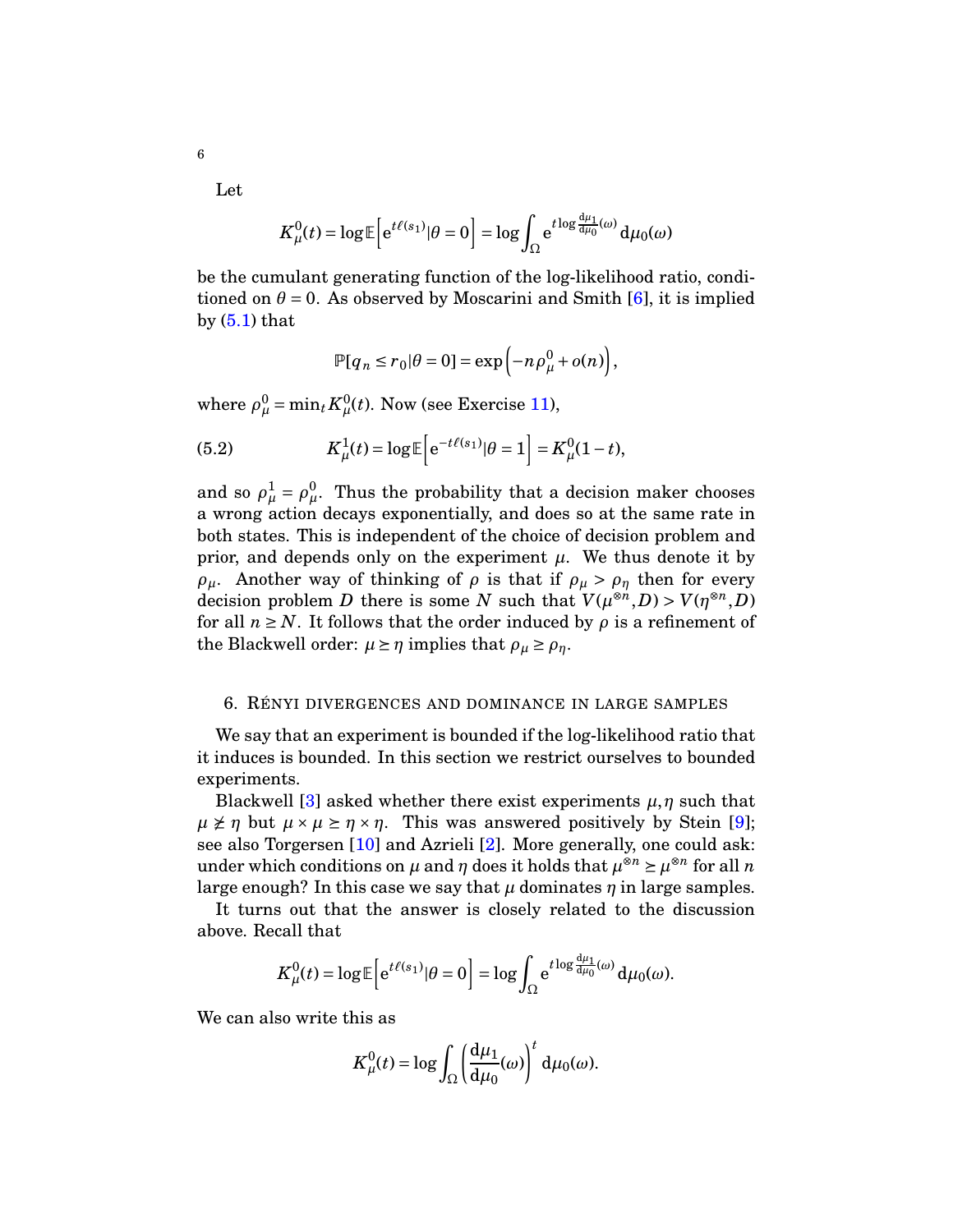Let

$$K_\mu^0(t) = \log \mathbb{E}\left[\mathrm{e}^{t\ell(s_1)}|\theta = 0\right] = \log \int_\Omega \mathrm{e}^{t \log \frac{\mathrm{d}\mu_1}{\mathrm{d}\mu_0}(\omega)}\,\mathrm{d}\mu_0(\omega)$$

be the cumulant generating function of the log-likelihood ratio, conditioned on $\theta = 0$. As observed by Moscarini and Smith [6], it is implied by (5.1) that

$$\mathbb{P}[q_n \le r_0|\theta = 0] = \exp\left(-n\rho_\mu^0 + o(n)\right),$$

where $\rho_\mu^0 = \min_t K_\mu^0(t)$. Now (see Exercise 11),

$$K_\mu^1(t) = \log \mathbb{E}\left[\mathrm{e}^{-t\ell(s_1)}|\theta = 1\right] = K_\mu^0(1-t), \tag{5.2}$$

and so $\rho_\mu^1 = \rho_\mu^0$. Thus the probability that a decision maker chooses a wrong action decays exponentially, and does so at the same rate in both states. This is independent of the choice of decision problem and prior, and depends only on the experiment $\mu$. We thus denote it by $\rho_\mu$. Another way of thinking of $\rho$ is that if $\rho_\mu > \rho_\eta$ then for every decision problem $D$ there is some $N$ such that $V(\mu^{\otimes n}, D) > V(\eta^{\otimes n}, D)$ for all $n \ge N$. It follows that the order induced by $\rho$ is a refinement of the Blackwell order: $\mu \succeq \eta$ implies that $\rho_\mu \ge \rho_\eta$.

## 6. Rényi divergences and dominance in large samples

We say that an experiment is bounded if the log-likelihood ratio that it induces is bounded. In this section we restrict ourselves to bounded experiments.

Blackwell [3] asked whether there exist experiments $\mu, \eta$ such that $\mu \not\succeq \eta$ but $\mu \times \mu \succeq \eta \times \eta$. This was answered positively by Stein [9]; see also Torgersen [10] and Azrieli [2]. More generally, one could ask: under which conditions on $\mu$ and $\eta$ does it holds that $\mu^{\otimes n} \succeq \mu^{\otimes n}$ for all $n$ large enough? In this case we say that $\mu$ dominates $\eta$ in large samples.

It turns out that the answer is closely related to the discussion above. Recall that

$$K_\mu^0(t) = \log \mathbb{E}\left[\mathrm{e}^{t\ell(s_1)}|\theta = 0\right] = \log \int_\Omega \mathrm{e}^{t \log \frac{\mathrm{d}\mu_1}{\mathrm{d}\mu_0}(\omega)}\,\mathrm{d}\mu_0(\omega).$$

We can also write this as

$$K_\mu^0(t) = \log \int_\Omega \left(\frac{\mathrm{d}\mu_1}{\mathrm{d}\mu_0}(\omega)\right)^t \mathrm{d}\mu_0(\omega).$$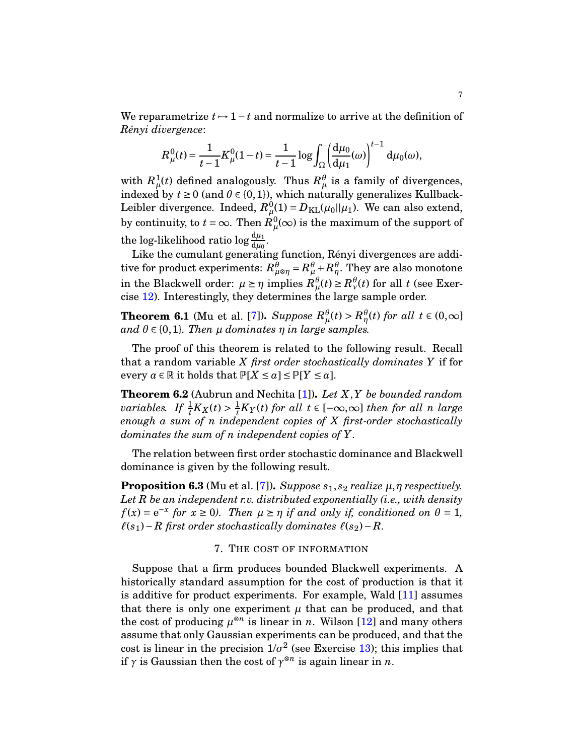We reparametrize $t \mapsto 1-t$ and normalize to arrive at the definition of *Rényi divergence*:

$$R^0_\mu(t) = \frac{1}{t-1} K^0_\mu(1-t) = \frac{1}{t-1} \log \int_\Omega \left( \frac{\mathrm{d}\mu_0}{\mathrm{d}\mu_1}(\omega) \right)^{t-1} \mathrm{d}\mu_0(\omega),$$

with $R^1_\mu(t)$ defined analogously. Thus $R^\theta_\mu$ is a family of divergences, indexed by $t \geq 0$ (and $\theta \in \{0,1\}$), which naturally generalizes Kullback-Leibler divergence. Indeed, $R^0_\mu(1) = D_{\mathrm{KL}}(\mu_0 || \mu_1)$. We can also extend, by continuity, to $t = \infty$. Then $R^0_\mu(\infty)$ is the maximum of the support of the log-likelihood ratio $\log \frac{\mathrm{d}\mu_1}{\mathrm{d}\mu_0}$.

Like the cumulant generating function, Rényi divergences are additive for product experiments: $R^\theta_{\mu \otimes \eta} = R^\theta_\mu + R^\theta_\eta$. They are also monotone in the Blackwell order: $\mu \succeq \eta$ implies $R^\theta_\mu(t) \geq R^\theta_\nu(t)$ for all $t$ (see Exercise 12). Interestingly, they determines the large sample order.

**Theorem 6.1** (Mu et al. [7]). *Suppose $R^\theta_\mu(t) > R^\theta_\eta(t)$ for all $t \in (0,\infty]$ and $\theta \in \{0,1\}$. Then $\mu$ dominates $\eta$ in large samples.*

The proof of this theorem is related to the following result. Recall that a random variable $X$ *first order stochastically dominates* $Y$ if for every $a \in \mathbb{R}$ it holds that $\mathbb{P}[X \leq a] \leq \mathbb{P}[Y \leq a]$.

**Theorem 6.2** (Aubrun and Nechita [1]). *Let $X, Y$ be bounded random variables. If $\frac{1}{t} K_X(t) > \frac{1}{t} K_Y(t)$ for all $t \in [-\infty, \infty]$ then for all $n$ large enough a sum of $n$ independent copies of $X$ first-order stochastically dominates the sum of $n$ independent copies of $Y$.*

The relation between first order stochastic dominance and Blackwell dominance is given by the following result.

**Proposition 6.3** (Mu et al. [7]). *Suppose $s_1, s_2$ realize $\mu, \eta$ respectively. Let $R$ be an independent r.v. distributed exponentially (i.e., with density $f(x) = \mathrm{e}^{-x}$ for $x \geq 0$). Then $\mu \succeq \eta$ if and only if, conditioned on $\theta = 1$, $\ell(s_1) - R$ first order stochastically dominates $\ell(s_2) - R$.*

## 7. The cost of information

Suppose that a firm produces bounded Blackwell experiments. A historically standard assumption for the cost of production is that it is additive for product experiments. For example, Wald [11] assumes that there is only one experiment $\mu$ that can be produced, and that the cost of producing $\mu^{\otimes n}$ is linear in $n$. Wilson [12] and many others assume that only Gaussian experiments can be produced, and that the cost is linear in the precision $1/\sigma^2$ (see Exercise 13); this implies that if $\gamma$ is Gaussian then the cost of $\gamma^{\otimes n}$ is again linear in $n$.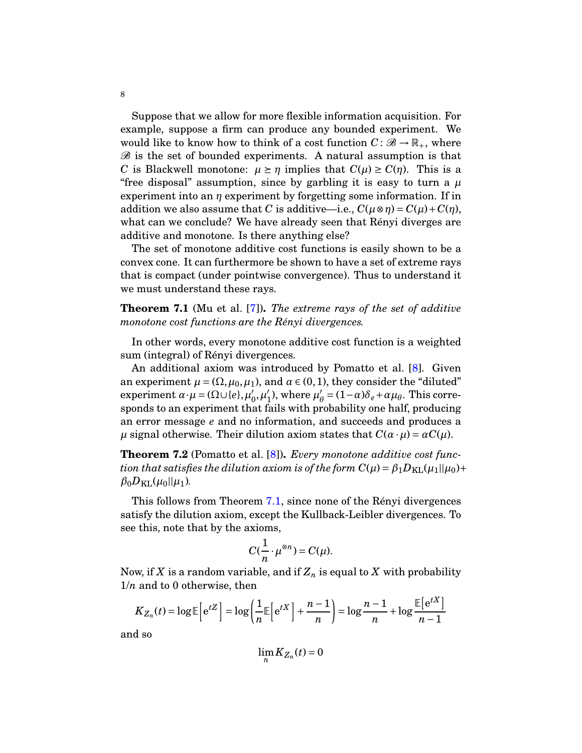Suppose that we allow for more flexible information acquisition. For example, suppose a firm can produce any bounded experiment. We would like to know how to think of a cost function $C\colon \mathscr{B} \to \mathbb{R}_+$, where $\mathscr{B}$ is the set of bounded experiments. A natural assumption is that $C$ is Blackwell monotone: $\mu \succeq \eta$ implies that $C(\mu) \geq C(\eta)$. This is a "free disposal" assumption, since by garbling it is easy to turn a $\mu$ experiment into an $\eta$ experiment by forgetting some information. If in addition we also assume that $C$ is additive—i.e., $C(\mu \otimes \eta) = C(\mu) + C(\eta)$, what can we conclude? We have already seen that Rényi diverges are additive and monotone. Is there anything else?

The set of monotone additive cost functions is easily shown to be a convex cone. It can furthermore be shown to have a set of extreme rays that is compact (under pointwise convergence). Thus to understand it we must understand these rays.

**Theorem 7.1** (Mu et al. [7]). *The extreme rays of the set of additive monotone cost functions are the Rényi divergences.*

In other words, every monotone additive cost function is a weighted sum (integral) of Rényi divergences.

An additional axiom was introduced by Pomatto et al. [8]. Given an experiment $\mu = (\Omega, \mu_0, \mu_1)$, and $\alpha \in (0,1)$, they consider the "diluted" experiment $\alpha \cdot \mu = (\Omega \cup \{e\}, \mu_0', \mu_1')$, where $\mu_\theta' = (1-\alpha)\delta_e + \alpha\mu_\theta$. This corresponds to an experiment that fails with probability one half, producing an error message $e$ and no information, and succeeds and produces a $\mu$ signal otherwise. Their dilution axiom states that $C(\alpha \cdot \mu) = \alpha C(\mu)$.

**Theorem 7.2** (Pomatto et al. [8]). *Every monotone additive cost function that satisfies the dilution axiom is of the form $C(\mu) = \beta_1 D_{\mathrm{KL}}(\mu_1 || \mu_0) + \beta_0 D_{\mathrm{KL}}(\mu_0 || \mu_1)$.*

This follows from Theorem 7.1, since none of the Rényi divergences satisfy the dilution axiom, except the Kullback-Leibler divergences. To see this, note that by the axioms,

$$C(\frac{1}{n} \cdot \mu^{\otimes n}) = C(\mu).$$

Now, if $X$ is a random variable, and if $Z_n$ is equal to $X$ with probability $1/n$ and to 0 otherwise, then

$$K_{Z_n}(t) = \log \mathbb{E}\left[\mathrm{e}^{tZ}\right] = \log\left(\frac{1}{n}\mathbb{E}\left[\mathrm{e}^{tX}\right] + \frac{n-1}{n}\right) = \log\frac{n-1}{n} + \log\frac{\mathbb{E}\left[\mathrm{e}^{tX}\right]}{n-1}$$

and so

$$\lim_n K_{Z_n}(t) = 0$$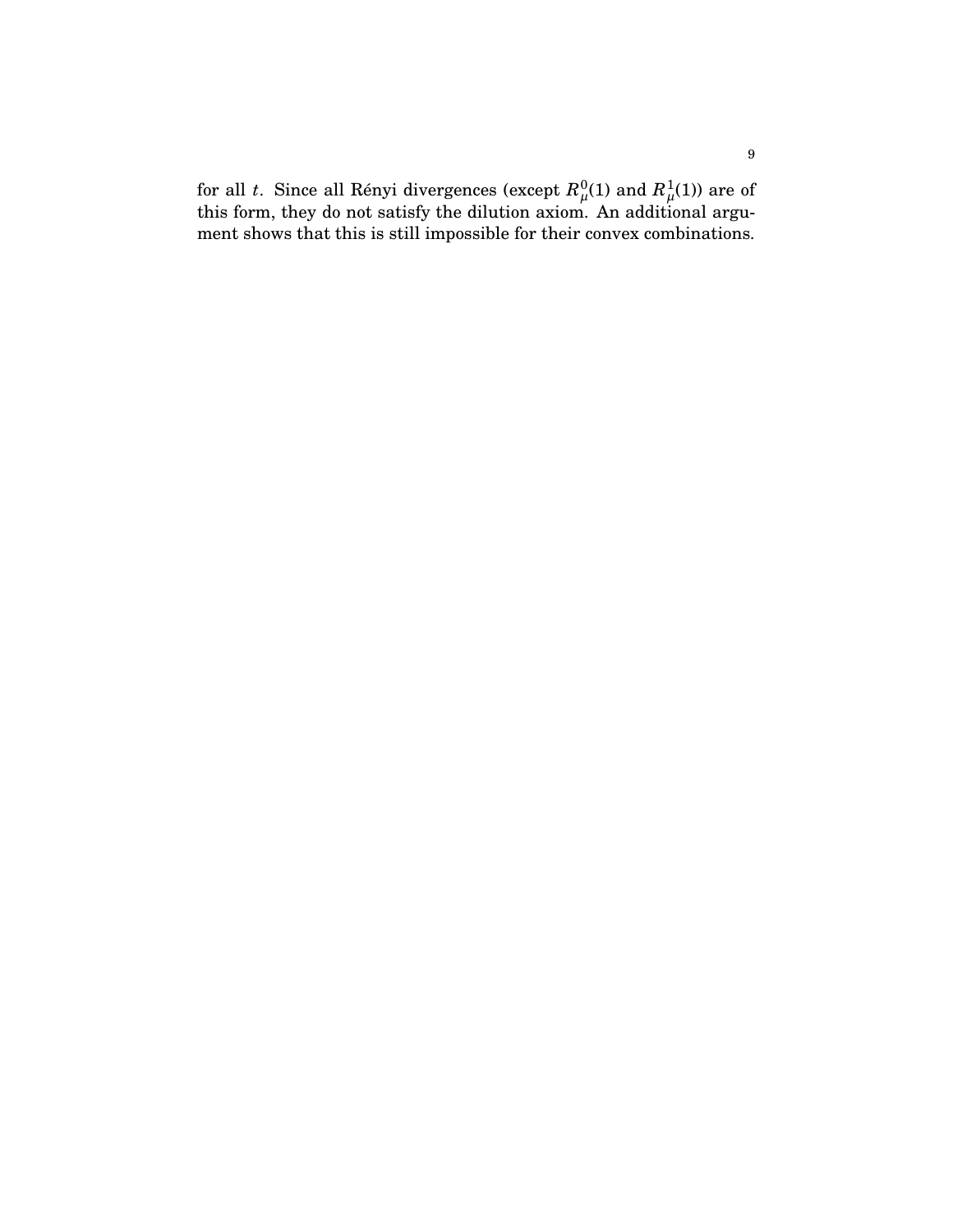for all $t$. Since all Rényi divergences (except $R^0_\mu(1)$ and $R^1_\mu(1)$) are of this form, they do not satisfy the dilution axiom. An additional argument shows that this is still impossible for their convex combinations.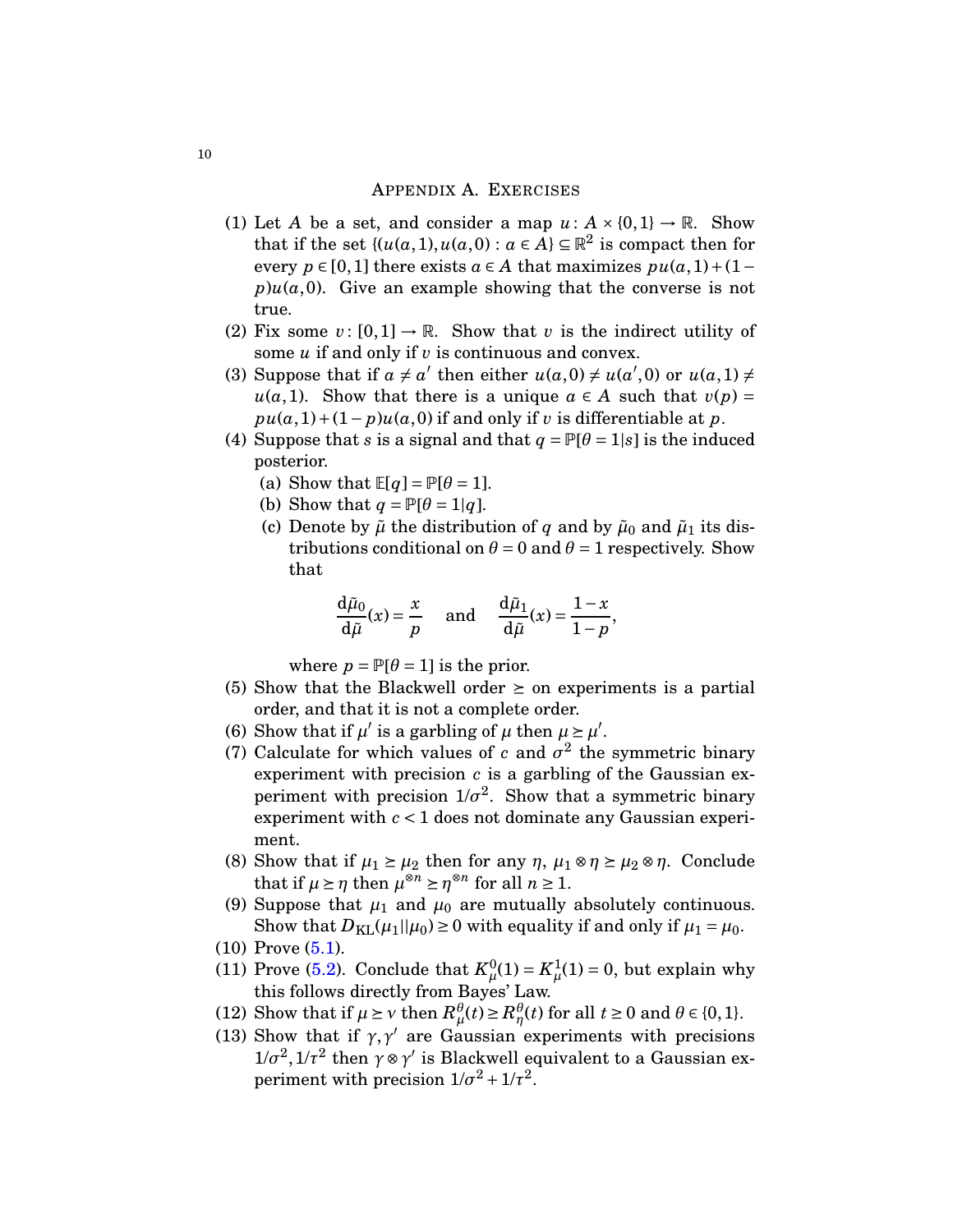## Appendix A. Exercises

(1) Let $A$ be a set, and consider a map $u\colon A \times \{0,1\} \to \mathbb{R}$. Show that if the set $\{(u(a,1), u(a,0) : a \in A\} \subseteq \mathbb{R}^2$ is compact then for every $p \in [0,1]$ there exists $a \in A$ that maximizes $pu(a,1) + (1-p)u(a,0)$. Give an example showing that the converse is not true.

(2) Fix some $v\colon [0,1] \to \mathbb{R}$. Show that $v$ is the indirect utility of some $u$ if and only if $v$ is continuous and convex.

(3) Suppose that if $a \neq a'$ then either $u(a,0) \neq u(a',0)$ or $u(a,1) \neq u(a,1)$. Show that there is a unique $a \in A$ such that $v(p) = pu(a,1) + (1-p)u(a,0)$ if and only if $v$ is differentiable at $p$.

(4) Suppose that $s$ is a signal and that $q = \mathbb{P}[\theta = 1|s]$ is the induced posterior.
   (a) Show that $\mathbb{E}[q] = \mathbb{P}[\theta = 1]$.
   (b) Show that $q = \mathbb{P}[\theta = 1|q]$.
   (c) Denote by $\tilde{\mu}$ the distribution of $q$ and by $\tilde{\mu}_0$ and $\tilde{\mu}_1$ its distributions conditional on $\theta = 0$ and $\theta = 1$ respectively. Show that

$$\frac{\mathrm{d}\tilde{\mu}_0}{\mathrm{d}\tilde{\mu}}(x) = \frac{x}{p} \quad \text{and} \quad \frac{\mathrm{d}\tilde{\mu}_1}{\mathrm{d}\tilde{\mu}}(x) = \frac{1-x}{1-p},$$

   where $p = \mathbb{P}[\theta = 1]$ is the prior.

(5) Show that the Blackwell order $\succeq$ on experiments is a partial order, and that it is not a complete order.

(6) Show that if $\mu'$ is a garbling of $\mu$ then $\mu \succeq \mu'$.

(7) Calculate for which values of $c$ and $\sigma^2$ the symmetric binary experiment with precision $c$ is a garbling of the Gaussian experiment with precision $1/\sigma^2$. Show that a symmetric binary experiment with $c < 1$ does not dominate any Gaussian experiment.

(8) Show that if $\mu_1 \succeq \mu_2$ then for any $\eta$, $\mu_1 \otimes \eta \succeq \mu_2 \otimes \eta$. Conclude that if $\mu \succeq \eta$ then $\mu^{\otimes n} \succeq \eta^{\otimes n}$ for all $n \geq 1$.

(9) Suppose that $\mu_1$ and $\mu_0$ are mutually absolutely continuous. Show that $D_{\mathrm{KL}}(\mu_1 || \mu_0) \geq 0$ with equality if and only if $\mu_1 = \mu_0$.

(10) Prove (5.1).

(11) Prove (5.2). Conclude that $K^0_\mu(1) = K^1_\mu(1) = 0$, but explain why this follows directly from Bayes' Law.

(12) Show that if $\mu \succeq \nu$ then $R^\theta_\mu(t) \geq R^\theta_\eta(t)$ for all $t \geq 0$ and $\theta \in \{0,1\}$.

(13) Show that if $\gamma, \gamma'$ are Gaussian experiments with precisions $1/\sigma^2, 1/\tau^2$ then $\gamma \otimes \gamma'$ is Blackwell equivalent to a Gaussian experiment with precision $1/\sigma^2 + 1/\tau^2$.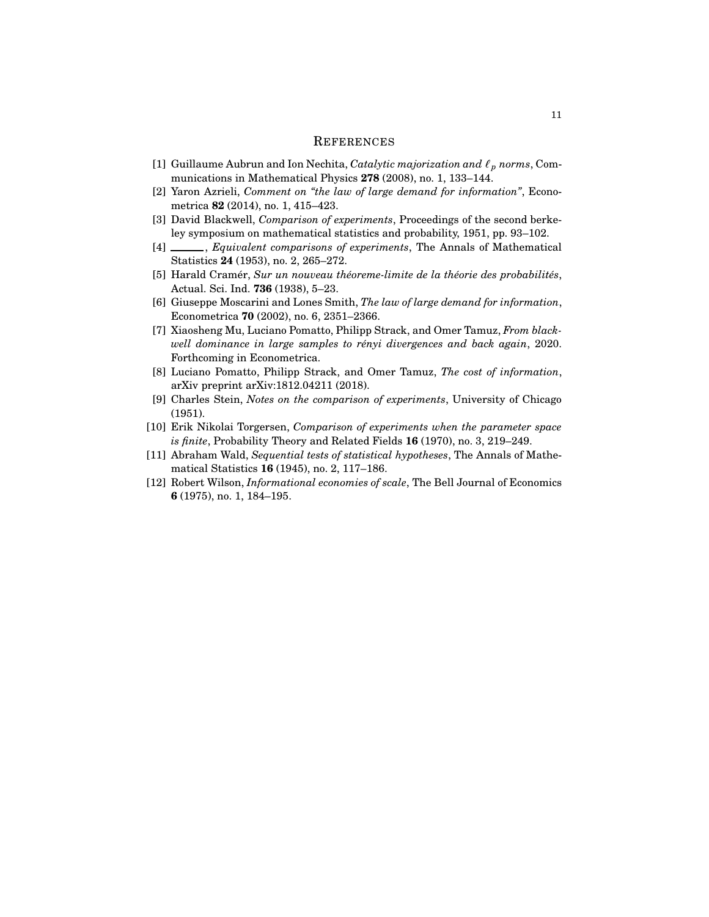# References

[1] Guillaume Aubrun and Ion Nechita, *Catalytic majorization and $\ell_p$ norms*, Communications in Mathematical Physics **278** (2008), no. 1, 133–144.

[2] Yaron Azrieli, *Comment on "the law of large demand for information"*, Econometrica **82** (2014), no. 1, 415–423.

[3] David Blackwell, *Comparison of experiments*, Proceedings of the second berkeley symposium on mathematical statistics and probability, 1951, pp. 93–102.

[4] ______, *Equivalent comparisons of experiments*, The Annals of Mathematical Statistics **24** (1953), no. 2, 265–272.

[5] Harald Cramér, *Sur un nouveau théoreme-limite de la théorie des probabilités*, Actual. Sci. Ind. **736** (1938), 5–23.

[6] Giuseppe Moscarini and Lones Smith, *The law of large demand for information*, Econometrica **70** (2002), no. 6, 2351–2366.

[7] Xiaosheng Mu, Luciano Pomatto, Philipp Strack, and Omer Tamuz, *From blackwell dominance in large samples to rényi divergences and back again*, 2020. Forthcoming in Econometrica.

[8] Luciano Pomatto, Philipp Strack, and Omer Tamuz, *The cost of information*, arXiv preprint arXiv:1812.04211 (2018).

[9] Charles Stein, *Notes on the comparison of experiments*, University of Chicago (1951).

[10] Erik Nikolai Torgersen, *Comparison of experiments when the parameter space is finite*, Probability Theory and Related Fields **16** (1970), no. 3, 219–249.

[11] Abraham Wald, *Sequential tests of statistical hypotheses*, The Annals of Mathematical Statistics **16** (1945), no. 2, 117–186.

[12] Robert Wilson, *Informational economies of scale*, The Bell Journal of Economics **6** (1975), no. 1, 184–195.